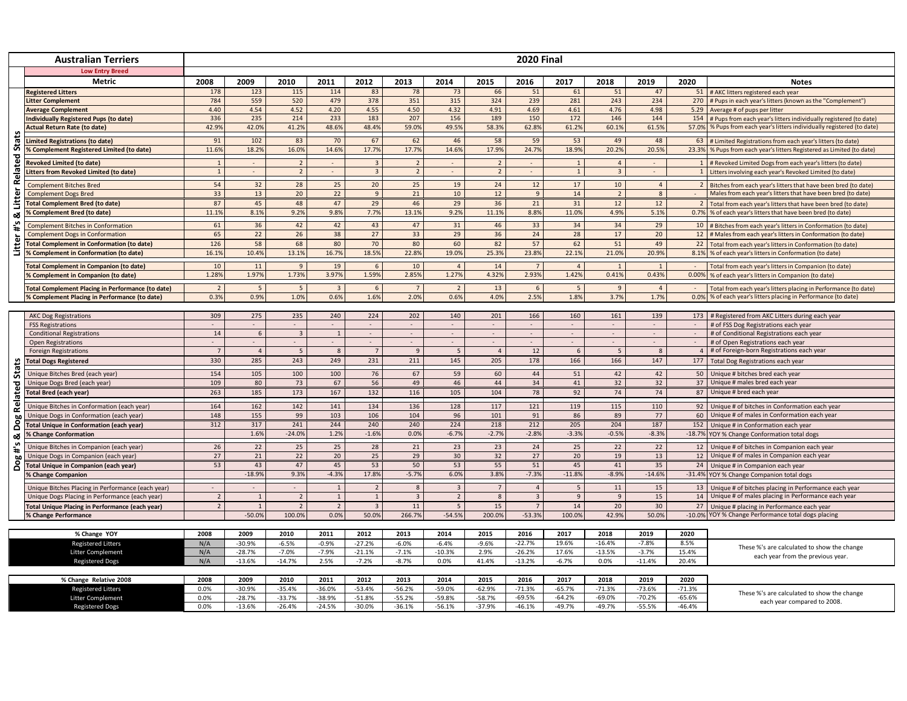# Australian Terriers

**Low Entry Breed**

## 2020 Final

| Section | Metric | 2008 | 2009 | 2010 | 2011 | 2012 | 2013 | 2014 | 2015 | 2016 | 2017 | 2018 | 2019 | 2020 | Notes |
|---|---|---|---|---|---|---|---|---|---|---|---|---|---|---|---|
| Litter #'s & Litter Related Stats | **Registered Litters** | 178 | 123 | 115 | 114 | 83 | 78 | 73 | 66 | 51 | 61 | 51 | 47 | 51 | # AKC litters registered each year |
| | **Litter Complement** | 784 | 559 | 520 | 479 | 378 | 351 | 315 | 324 | 239 | 281 | 243 | 234 | 270 | # Pups in each year's litters (known as the "Complement") |
| | **Average Complement** | 4.40 | 4.54 | 4.52 | 4.20 | 4.55 | 4.50 | 4.32 | 4.91 | 4.69 | 4.61 | 4.76 | 4.98 | 5.29 | Average # of pups per litter |
| | **Individually Registered Pups (to date)** | 336 | 235 | 214 | 233 | 183 | 207 | 156 | 189 | 150 | 172 | 146 | 144 | 154 | # Pups from each year's litters individually registered (to date) |
| | **Actual Return Rate (to date)** | 42.9% | 42.0% | 41.2% | 48.6% | 48.4% | 59.0% | 49.5% | 58.3% | 62.8% | 61.2% | 60.1% | 61.5% | 57.0% | % Pups from each year's litters individually registered (to date) |
| | **Limited Registrations (to date)** | 91 | 102 | 83 | 70 | 67 | 62 | 46 | 58 | 59 | 53 | 49 | 48 | 63 | # Limited Registrations from each year's litters (to date) |
| | **% Complement Registered Limited (to date)** | 11.6% | 18.2% | 16.0% | 14.6% | 17.7% | 17.7% | 14.6% | 17.9% | 24.7% | 18.9% | 20.2% | 20.5% | 23.3% | % Pups from each year's litters Registered as Limited (to date) |
| | **Revoked Limited (to date)** | 1 | - | 2 | - | 3 | 2 | - | 2 | - | 1 | 4 | - | 1 | # Revoked Limited Dogs from each year's litters (to date) |
| | **Litters from Revoked Limited (to date)** | 1 | - | 2 | - | 3 | 2 | - | 2 | - | 1 | 3 | - | 1 | Litters involving each year's Revoked Limited (to date) |
| | Complement Bitches Bred | 54 | 32 | 28 | 25 | 20 | 25 | 19 | 24 | 12 | 17 | 10 | 4 | 2 | Bitches from each year's litters that have been bred (to date) |
| | Complement Dogs Bred | 33 | 13 | 20 | 22 | 9 | 21 | 10 | 12 | 9 | 14 | 2 | 8 | - | Males from each year's litters that have been bred (to date) |
| | **Total Complement Bred (to date)** | 87 | 45 | 48 | 47 | 29 | 46 | 29 | 36 | 21 | 31 | 12 | 12 | 2 | Total from each year's litters that have been bred (to date) |
| | **% Complement Bred (to date)** | 11.1% | 8.1% | 9.2% | 9.8% | 7.7% | 13.1% | 9.2% | 11.1% | 8.8% | 11.0% | 4.9% | 5.1% | 0.7% | % of each year's litters that have been bred (to date) |
| | Complement Bitches in Conformation | 61 | 36 | 42 | 42 | 43 | 47 | 31 | 46 | 33 | 34 | 34 | 29 | 10 | # Bitches from each year's litters in Conformation (to date) |
| | Complement Dogs in Conformation | 65 | 22 | 26 | 38 | 27 | 33 | 29 | 36 | 24 | 28 | 17 | 20 | 12 | # Males from each year's litters in Conformation (to date) |
| | **Total Complement in Conformation (to date)** | 126 | 58 | 68 | 80 | 70 | 80 | 60 | 82 | 57 | 62 | 51 | 49 | 22 | Total from each year's litters in Conformation (to date) |
| | **% Complement in Conformation (to date)** | 16.1% | 10.4% | 13.1% | 16.7% | 18.5% | 22.8% | 19.0% | 25.3% | 23.8% | 22.1% | 21.0% | 20.9% | 8.1% | % of each year's litters in Conformation (to date) |
| | **Total Complement in Companion (to date)** | 10 | 11 | 9 | 19 | 6 | 10 | 4 | 14 | 7 | 4 | 1 | 1 | - | Total from each year's litters in Companion (to date) |
| | **% Complement in Companion (to date)** | 1.28% | 1.97% | 1.73% | 3.97% | 1.59% | 2.85% | 1.27% | 4.32% | 2.93% | 1.42% | 0.41% | 0.43% | 0.00% | % of each year's litters in Companion (to date) |
| | **Total Complement Placing in Performance (to date)** | 2 | 5 | 5 | 3 | 6 | 7 | 2 | 13 | 6 | 5 | 9 | 4 | - | Total from each year's litters placing in Performance (to date) |
| | **% Complement Placing in Performance (to date)** | 0.3% | 0.9% | 1.0% | 0.6% | 1.6% | 2.0% | 0.6% | 4.0% | 2.5% | 1.8% | 3.7% | 1.7% | 0.0% | % of each year's litters placing in Performance (to date) |

| Section | Metric | 2008 | 2009 | 2010 | 2011 | 2012 | 2013 | 2014 | 2015 | 2016 | 2017 | 2018 | 2019 | 2020 | Notes |
|---|---|---|---|---|---|---|---|---|---|---|---|---|---|---|---|
| Dog #'s & Dog Related Stats | AKC Dog Registrations | 309 | 275 | 235 | 240 | 224 | 202 | 140 | 201 | 166 | 160 | 161 | 139 | 173 | # Registered from AKC Litters during each year |
| | FSS Registrations | - | - | - | - | - | - | - | - | - | - | - | - | - | # of FSS Dog Registrations each year |
| | Conditional Registrations | 14 | 6 | 3 | 1 | - | - | - | - | - | - | - | - | - | # of Conditional Registrations each year |
| | Open Registrations | - | - | - | - | - | - | - | - | - | - | - | - | - | # of Open Registrations each year |
| | Foreign Registrations | 7 | 4 | 5 | 8 | 7 | 9 | 5 | 4 | 12 | 6 | 5 | 8 | 4 | # of Foreign-born Registrations each year |
| | **Total Dogs Registered** | 330 | 285 | 243 | 249 | 231 | 211 | 145 | 205 | 178 | 166 | 166 | 147 | 177 | Total Dog Registrations each year |
| | Unique Bitches Bred (each year) | 154 | 105 | 100 | 100 | 76 | 67 | 59 | 60 | 44 | 51 | 42 | 42 | 50 | Unique # bitches bred each year |
| | Unique Dogs Bred (each year) | 109 | 80 | 73 | 67 | 56 | 49 | 46 | 44 | 34 | 41 | 32 | 32 | 37 | Unique # males bred each year |
| | **Total Bred (each year)** | 263 | 185 | 173 | 167 | 132 | 116 | 105 | 104 | 78 | 92 | 74 | 74 | 87 | Unique # bred each year |
| | Unique Bitches in Conformation (each year) | 164 | 162 | 142 | 141 | 134 | 136 | 128 | 117 | 121 | 119 | 115 | 110 | 92 | Unique # of bitches in Conformation each year |
| | Unique Dogs in Conformation (each year) | 148 | 155 | 99 | 103 | 106 | 104 | 96 | 101 | 91 | 86 | 89 | 77 | 60 | Unique # of males in Conformation each year |
| | **Total Unique in Conformation (each year)** | 312 | 317 | 241 | 244 | 240 | 240 | 224 | 218 | 212 | 205 | 204 | 187 | 152 | Unique # in Conformation each year |
| | **% Change Conformation** | | 1.6% | -24.0% | 1.2% | -1.6% | 0.0% | -6.7% | -2.7% | -2.8% | -3.3% | -0.5% | -8.3% | -18.7% | YOY % Change Conformation total dogs |
| | Unique Bitches in Companion (each year) | 26 | 22 | 25 | 25 | 28 | 21 | 23 | 23 | 24 | 25 | 22 | 22 | 12 | Unique # of bitches in Companion each year |
| | Unique Dogs in Companion (each year) | 27 | 21 | 22 | 20 | 25 | 29 | 30 | 32 | 27 | 20 | 19 | 13 | 12 | Unique # of males in Companion each year |
| | **Total Unique in Companion (each year)** | 53 | 43 | 47 | 45 | 53 | 50 | 53 | 55 | 51 | 45 | 41 | 35 | 24 | Unique # in Companion each year |
| | **% Change Companion** | | -18.9% | 9.3% | -4.3% | 17.8% | -5.7% | 6.0% | 3.8% | -7.3% | -11.8% | -8.9% | -14.6% | -31.4% | YOY % Change Companion total dogs |
| | Unique Bitches Placing in Performance (each year) | - | - | - | 1 | 2 | 8 | 3 | 7 | 4 | 5 | 11 | 15 | 13 | Unique # of bitches placing in Performance each year |
| | Unique Dogs Placing in Performance (each year) | 2 | 1 | 2 | 1 | 1 | 3 | 2 | 8 | 3 | 9 | 9 | 15 | 14 | Unique # of males placing in Performance each year |
| | **Total Unique Placing in Performance (each year)** | 2 | 1 | 2 | 2 | 3 | 11 | 5 | 15 | 7 | 14 | 20 | 30 | 27 | Unique # placing in Performance each year |
| | **% Change Performance** | | -50.0% | 100.0% | 0.0% | 50.0% | 266.7% | -54.5% | 200.0% | -53.3% | 100.0% | 42.9% | 50.0% | -10.0% | YOY % Change Performance total dogs placing |

| % Change YOY | 2008 | 2009 | 2010 | 2011 | 2012 | 2013 | 2014 | 2015 | 2016 | 2017 | 2018 | 2019 | 2020 | |
|---|---|---|---|---|---|---|---|---|---|---|---|---|---|---|
| Registered Litters | N/A | -30.9% | -6.5% | -0.9% | -27.2% | -6.0% | -6.4% | -9.6% | -22.7% | 19.6% | -16.4% | -7.8% | 8.5% | These %'s are calculated to show the change each year from the previous year. |
| Litter Complement | N/A | -28.7% | -7.0% | -7.9% | -21.1% | -7.1% | -10.3% | 2.9% | -26.2% | 17.6% | -13.5% | -3.7% | 15.4% | |
| Registered Dogs | N/A | -13.6% | -14.7% | 2.5% | -7.2% | -8.7% | 0.0% | 41.4% | -13.2% | -6.7% | 0.0% | -11.4% | 20.4% | |

| % Change Relative 2008 | 2008 | 2009 | 2010 | 2011 | 2012 | 2013 | 2014 | 2015 | 2016 | 2017 | 2018 | 2019 | 2020 | |
|---|---|---|---|---|---|---|---|---|---|---|---|---|---|---|
| Registered Litters | 0.0% | -30.9% | -35.4% | -36.0% | -53.4% | -56.2% | -59.0% | -62.9% | -71.3% | -65.7% | -71.3% | -73.6% | -71.3% | These %'s are calculated to show the change each year compared to 2008. |
| Litter Complement | 0.0% | -28.7% | -33.7% | -38.9% | -51.8% | -55.2% | -59.8% | -58.7% | -69.5% | -64.2% | -69.0% | -70.2% | -65.6% | |
| Registered Dogs | 0.0% | -13.6% | -26.4% | -24.5% | -30.0% | -36.1% | -56.1% | -37.9% | -46.1% | -49.7% | -49.7% | -55.5% | -46.4% | |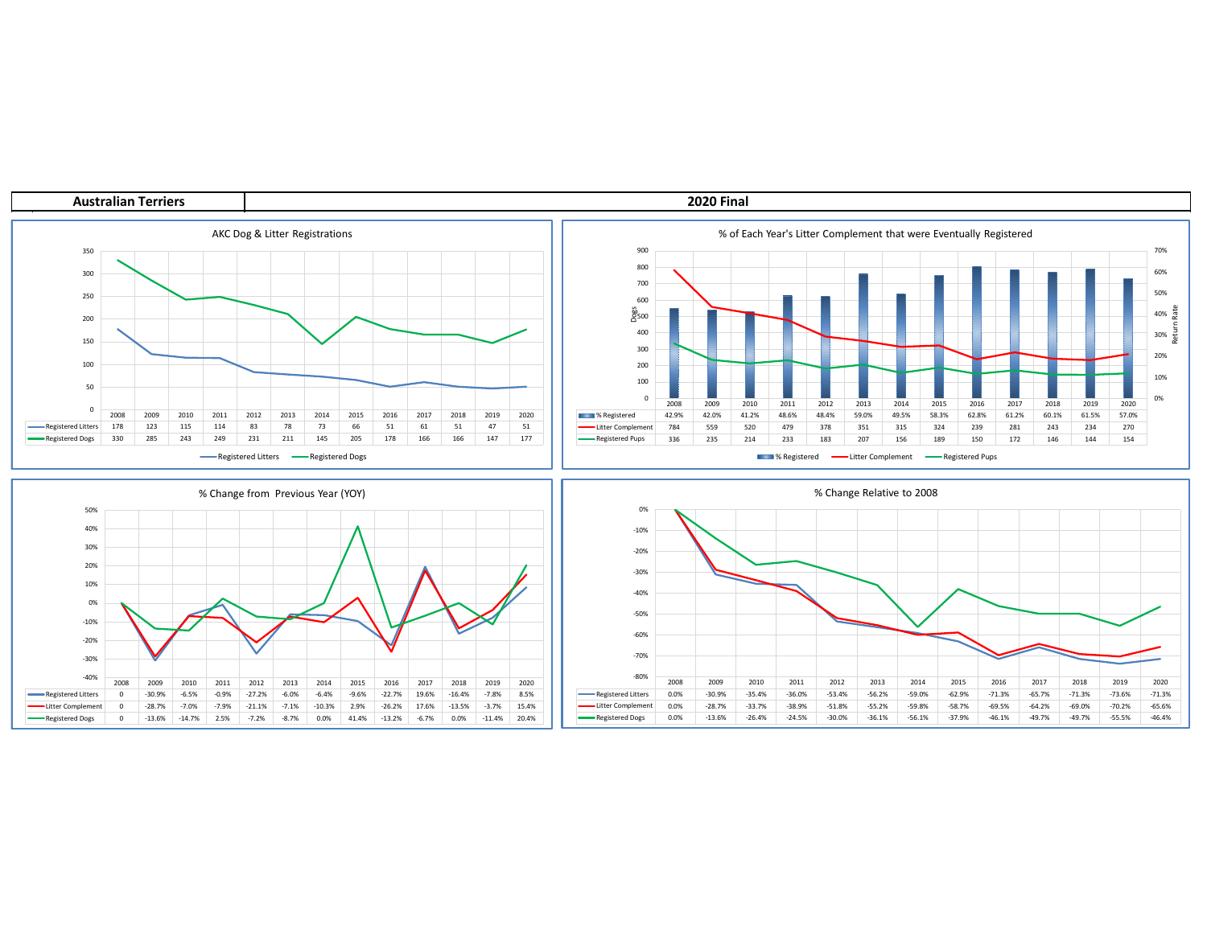| Australian Terriers | 2020 Final |
|---|---|

## AKC Dog & Litter Registrations

| | 2008 | 2009 | 2010 | 2011 | 2012 | 2013 | 2014 | 2015 | 2016 | 2017 | 2018 | 2019 | 2020 |
|---|---|---|---|---|---|---|---|---|---|---|---|---|---|
| Registered Litters | 178 | 123 | 115 | 114 | 83 | 78 | 73 | 66 | 51 | 61 | 51 | 47 | 51 |
| Registered Dogs | 330 | 285 | 243 | 249 | 231 | 211 | 145 | 205 | 178 | 166 | 166 | 147 | 177 |

## % of Each Year's Litter Complement that were Eventually Registered

| | 2008 | 2009 | 2010 | 2011 | 2012 | 2013 | 2014 | 2015 | 2016 | 2017 | 2018 | 2019 | 2020 |
|---|---|---|---|---|---|---|---|---|---|---|---|---|---|
| % Registered | 42.9% | 42.0% | 41.2% | 48.6% | 48.4% | 59.0% | 49.5% | 58.3% | 62.8% | 61.2% | 60.1% | 61.5% | 57.0% |
| Litter Complement | 784 | 559 | 520 | 479 | 378 | 351 | 315 | 324 | 239 | 281 | 243 | 234 | 270 |
| Registered Pups | 336 | 235 | 214 | 233 | 183 | 207 | 156 | 189 | 150 | 172 | 146 | 144 | 154 |

## % Change from Previous Year (YOY)

| | 2008 | 2009 | 2010 | 2011 | 2012 | 2013 | 2014 | 2015 | 2016 | 2017 | 2018 | 2019 | 2020 |
|---|---|---|---|---|---|---|---|---|---|---|---|---|---|
| Registered Litters | 0 | -30.9% | -6.5% | -0.9% | -27.2% | -6.0% | -6.4% | -9.6% | -22.7% | 19.6% | -16.4% | -7.8% | 8.5% |
| Litter Complement | 0 | -28.7% | -7.0% | -7.9% | -21.1% | -7.1% | -10.3% | 2.9% | -26.2% | 17.6% | -13.5% | -3.7% | 15.4% |
| Registered Dogs | 0 | -13.6% | -14.7% | 2.5% | -7.2% | -8.7% | 0.0% | 41.4% | -13.2% | -6.7% | 0.0% | -11.4% | 20.4% |

## % Change Relative to 2008

| | 2008 | 2009 | 2010 | 2011 | 2012 | 2013 | 2014 | 2015 | 2016 | 2017 | 2018 | 2019 | 2020 |
|---|---|---|---|---|---|---|---|---|---|---|---|---|---|
| Registered Litters | 0.0% | -30.9% | -35.4% | -36.0% | -53.4% | -56.2% | -59.0% | -62.9% | -71.3% | -65.7% | -71.3% | -73.6% | -71.3% |
| Litter Complement | 0.0% | -28.7% | -33.7% | -38.9% | -51.8% | -55.2% | -59.8% | -58.7% | -69.5% | -64.2% | -69.0% | -70.2% | -65.6% |
| Registered Dogs | 0.0% | -13.6% | -26.4% | -24.5% | -30.0% | -36.1% | -56.1% | -37.9% | -46.1% | -49.7% | -49.7% | -55.5% | -46.4% |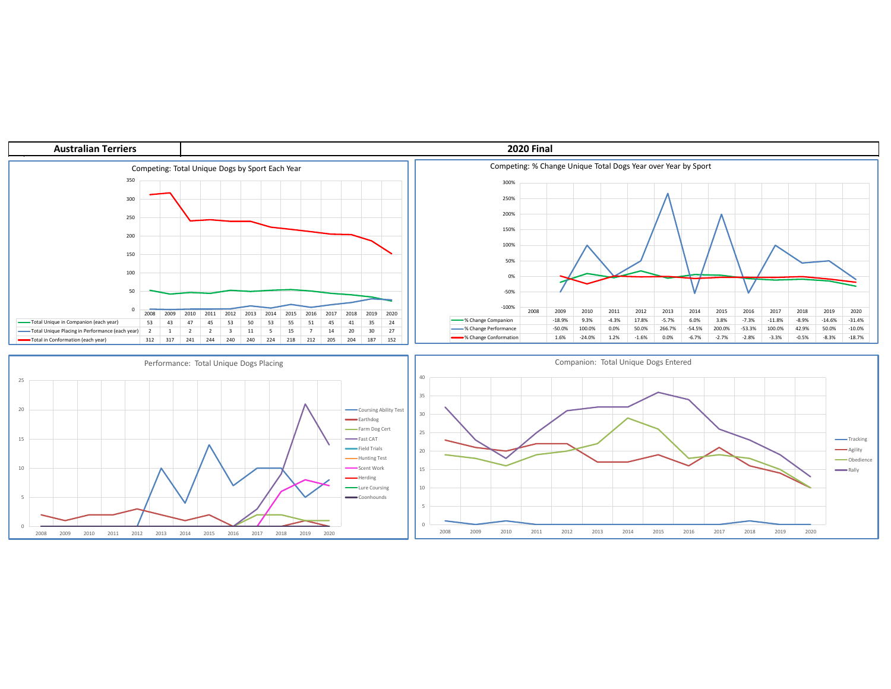## Australian Terriers — 2020 Final

### Competing: Total Unique Dogs by Sport Each Year

| | 2008 | 2009 | 2010 | 2011 | 2012 | 2013 | 2014 | 2015 | 2016 | 2017 | 2018 | 2019 | 2020 |
|---|---|---|---|---|---|---|---|---|---|---|---|---|---|
| Total Unique in Companion (each year) | 53 | 43 | 47 | 45 | 53 | 50 | 53 | 55 | 51 | 45 | 41 | 35 | 24 |
| Total Unique Placing in Performance (each year) | 2 | 1 | 2 | 2 | 3 | 11 | 5 | 15 | 7 | 14 | 20 | 30 | 27 |
| Total in Conformation (each year) | 312 | 317 | 241 | 244 | 240 | 240 | 224 | 218 | 212 | 205 | 204 | 187 | 152 |

### Competing: % Change Unique Total Dogs Year over Year by Sport

| | 2008 | 2009 | 2010 | 2011 | 2012 | 2013 | 2014 | 2015 | 2016 | 2017 | 2018 | 2019 | 2020 |
|---|---|---|---|---|---|---|---|---|---|---|---|---|---|
| % Change Companion | | -18.9% | 9.3% | -4.3% | 17.8% | -5.7% | 6.0% | 3.8% | -7.3% | -11.8% | -8.9% | -14.6% | -31.4% |
| % Change Performance | | -50.0% | 100.0% | 0.0% | 50.0% | 266.7% | -54.5% | 200.0% | -53.3% | 100.0% | 42.9% | 50.0% | -10.0% |
| % Change Conformation | | 1.6% | -24.0% | 1.2% | -1.6% | 0.0% | -6.7% | -2.7% | -2.8% | -3.3% | -0.5% | -8.3% | -18.7% |

### Performance: Total Unique Dogs Placing

Legend: Coursing Ability Test, Earthdog, Farm Dog Cert, Fast CAT, Field Trials, Hunting Test, Scent Work, Herding, Lure Coursing, Coonhounds

### Companion: Total Unique Dogs Entered

Legend: Tracking, Agility, Obedience, Rally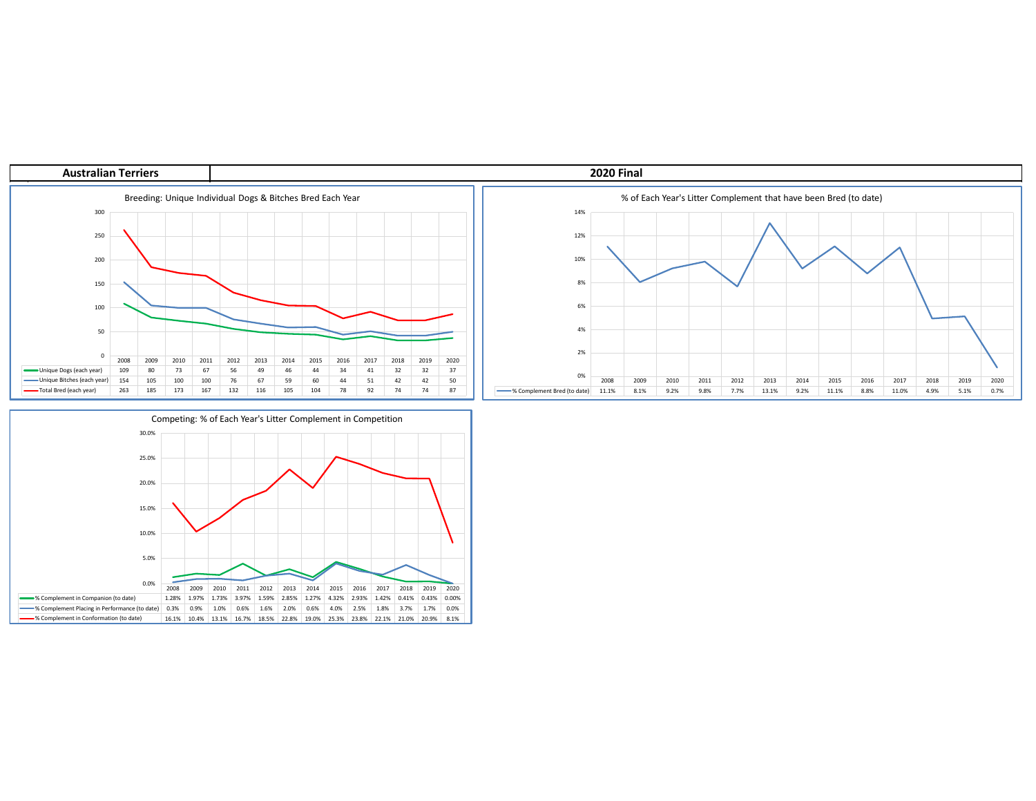**Australian Terriers** | **2020 Final**

Breeding: Unique Individual Dogs & Bitches Bred Each Year

300
250
200
150
100
50
0

2008 2009 2010 2011 2012 2013 2014 2015 2016 2017 2018 2019 2020

Unique Dogs (each year) 109 80 73 67 56 49 46 44 34 41 32 32 37

Unique Bitches (each year) 154 105 100 100 76 67 59 60 44 51 42 42 50

Total Bred (each year) 263 185 173 167 132 116 105 104 78 92 74 74 87

% of Each Year's Litter Complement that have been Bred (to date)

14%
12%
10%
8%
6%
4%
2%
0%

2008 2009 2010 2011 2012 2013 2014 2015 2016 2017 2018 2019 2020

% Complement Bred (to date) 11.1% 8.1% 9.2% 9.8% 7.7% 13.1% 9.2% 11.1% 8.8% 11.0% 4.9% 5.1% 0.7%

Competing: % of Each Year's Litter Complement in Competition

30.0%
25.0%
20.0%
15.0%
10.0%
5.0%
0.0%

2008 2009 2010 2011 2012 2013 2014 2015 2016 2017 2018 2019 2020

% Complement in Companion (to date) 1.28% 1.97% 1.73% 3.97% 1.59% 2.85% 1.27% 4.32% 2.93% 1.42% 0.41% 0.43% 0.00%

% Complement Placing in Performance (to date) 0.3% 0.9% 1.0% 0.6% 1.6% 2.0% 0.6% 4.0% 2.5% 1.8% 3.7% 1.7% 0.0%

% Complement in Conformation (to date) 16.1% 10.4% 13.1% 16.7% 18.5% 22.8% 19.0% 25.3% 23.8% 22.1% 21.0% 20.9% 8.1%